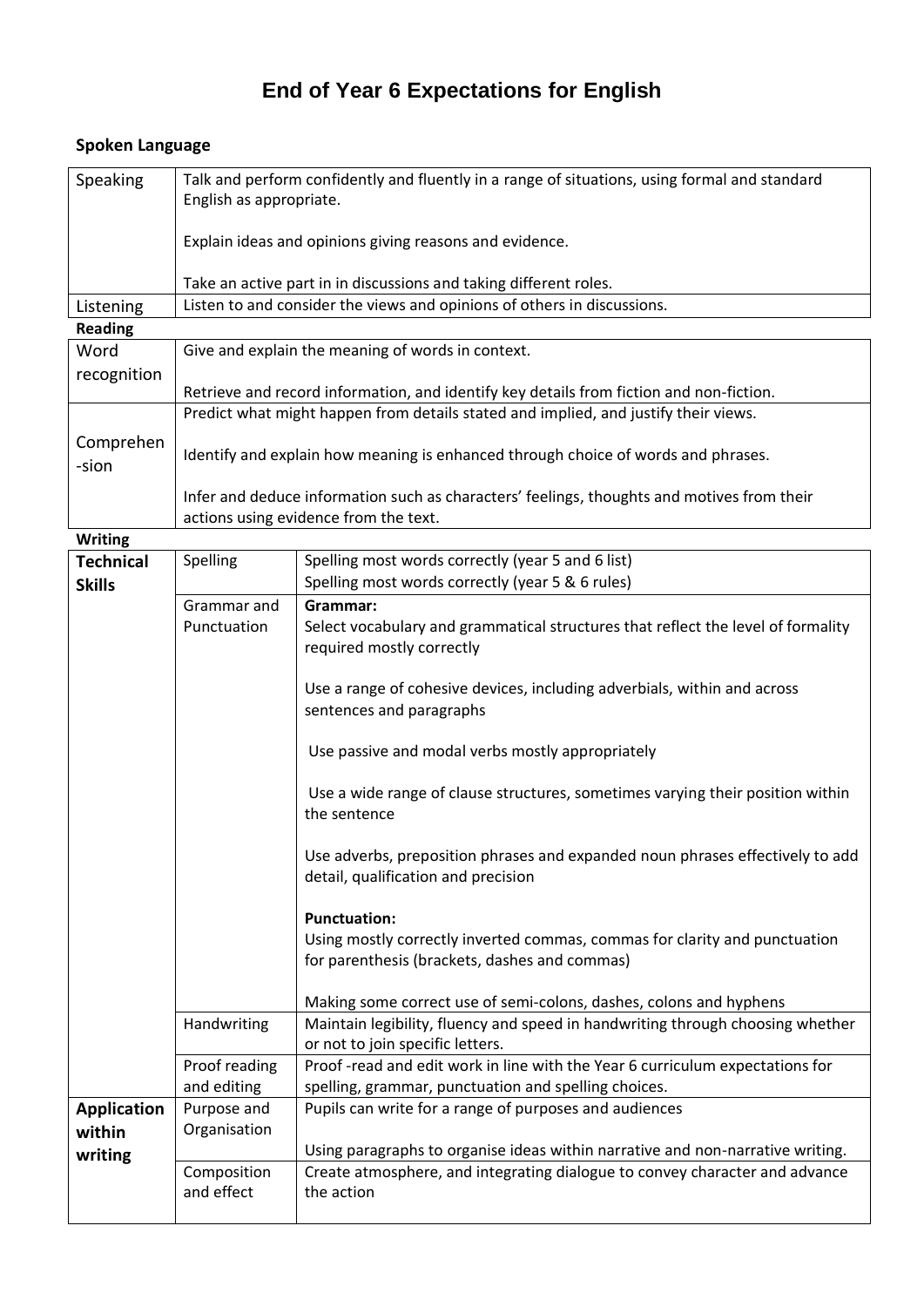# End of Year 6 Expectations for English

## Spoken Language

| | |
|---|---|
| Speaking | Talk and perform confidently and fluently in a range of situations, using formal and standard English as appropriate.<br><br>Explain ideas and opinions giving reasons and evidence.<br><br>Take an active part in in discussions and taking different roles. |
| Listening | Listen to and consider the views and opinions of others in discussions. |

## Reading

| | |
|---|---|
| Word recognition | Give and explain the meaning of words in context.<br><br>Retrieve and record information, and identify key details from fiction and non-fiction. |
| Comprehen-sion | Predict what might happen from details stated and implied, and justify their views.<br><br>Identify and explain how meaning is enhanced through choice of words and phrases.<br><br>Infer and deduce information such as characters' feelings, thoughts and motives from their actions using evidence from the text. |

## Writing

| | | |
|---|---|---|
| **Technical Skills** | Spelling | Spelling most words correctly (year 5 and 6 list)<br>Spelling most words correctly (year 5 & 6 rules) |
| | Grammar and Punctuation | **Grammar:**<br>Select vocabulary and grammatical structures that reflect the level of formality required mostly correctly<br><br>Use a range of cohesive devices, including adverbials, within and across sentences and paragraphs<br><br>Use passive and modal verbs mostly appropriately<br><br>Use a wide range of clause structures, sometimes varying their position within the sentence<br><br>Use adverbs, preposition phrases and expanded noun phrases effectively to add detail, qualification and precision<br><br>**Punctuation:**<br>Using mostly correctly inverted commas, commas for clarity and punctuation for parenthesis (brackets, dashes and commas)<br><br>Making some correct use of semi-colons, dashes, colons and hyphens |
| | Handwriting | Maintain legibility, fluency and speed in handwriting through choosing whether or not to join specific letters. |
| | Proof reading and editing | Proof -read and edit work in line with the Year 6 curriculum expectations for spelling, grammar, punctuation and spelling choices. |
| **Application within writing** | Purpose and Organisation | Pupils can write for a range of purposes and audiences<br><br>Using paragraphs to organise ideas within narrative and non-narrative writing. |
| | Composition and effect | Create atmosphere, and integrating dialogue to convey character and advance the action |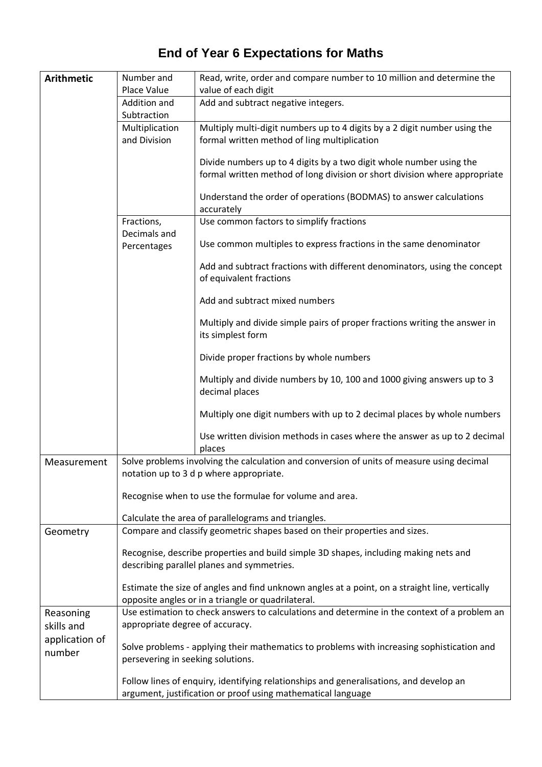# End of Year 6 Expectations for Maths

| | | |
|---|---|---|
| **Arithmetic** | Number and Place Value | Read, write, order and compare number to 10 million and determine the value of each digit |
| | Addition and Subtraction | Add and subtract negative integers. |
| | Multiplication and Division | Multiply multi-digit numbers up to 4 digits by a 2 digit number using the formal written method of ling multiplication<br><br>Divide numbers up to 4 digits by a two digit whole number using the formal written method of long division or short division where appropriate<br><br>Understand the order of operations (BODMAS) to answer calculations accurately |
| | Fractions, Decimals and Percentages | Use common factors to simplify fractions<br><br>Use common multiples to express fractions in the same denominator<br><br>Add and subtract fractions with different denominators, using the concept of equivalent fractions<br><br>Add and subtract mixed numbers<br><br>Multiply and divide simple pairs of proper fractions writing the answer in its simplest form<br><br>Divide proper fractions by whole numbers<br><br>Multiply and divide numbers by 10, 100 and 1000 giving answers up to 3 decimal places<br><br>Multiply one digit numbers with up to 2 decimal places by whole numbers<br><br>Use written division methods in cases where the answer as up to 2 decimal places |
| Measurement | Solve problems involving the calculation and conversion of units of measure using decimal notation up to 3 d p where appropriate.<br><br>Recognise when to use the formulae for volume and area.<br><br>Calculate the area of parallelograms and triangles. | |
| Geometry | Compare and classify geometric shapes based on their properties and sizes.<br><br>Recognise, describe properties and build simple 3D shapes, including making nets and describing parallel planes and symmetries.<br><br>Estimate the size of angles and find unknown angles at a point, on a straight line, vertically opposite angles or in a triangle or quadrilateral. | |
| Reasoning skills and application of number | Use estimation to check answers to calculations and determine in the context of a problem an appropriate degree of accuracy.<br><br>Solve problems - applying their mathematics to problems with increasing sophistication and persevering in seeking solutions.<br><br>Follow lines of enquiry, identifying relationships and generalisations, and develop an argument, justification or proof using mathematical language | |